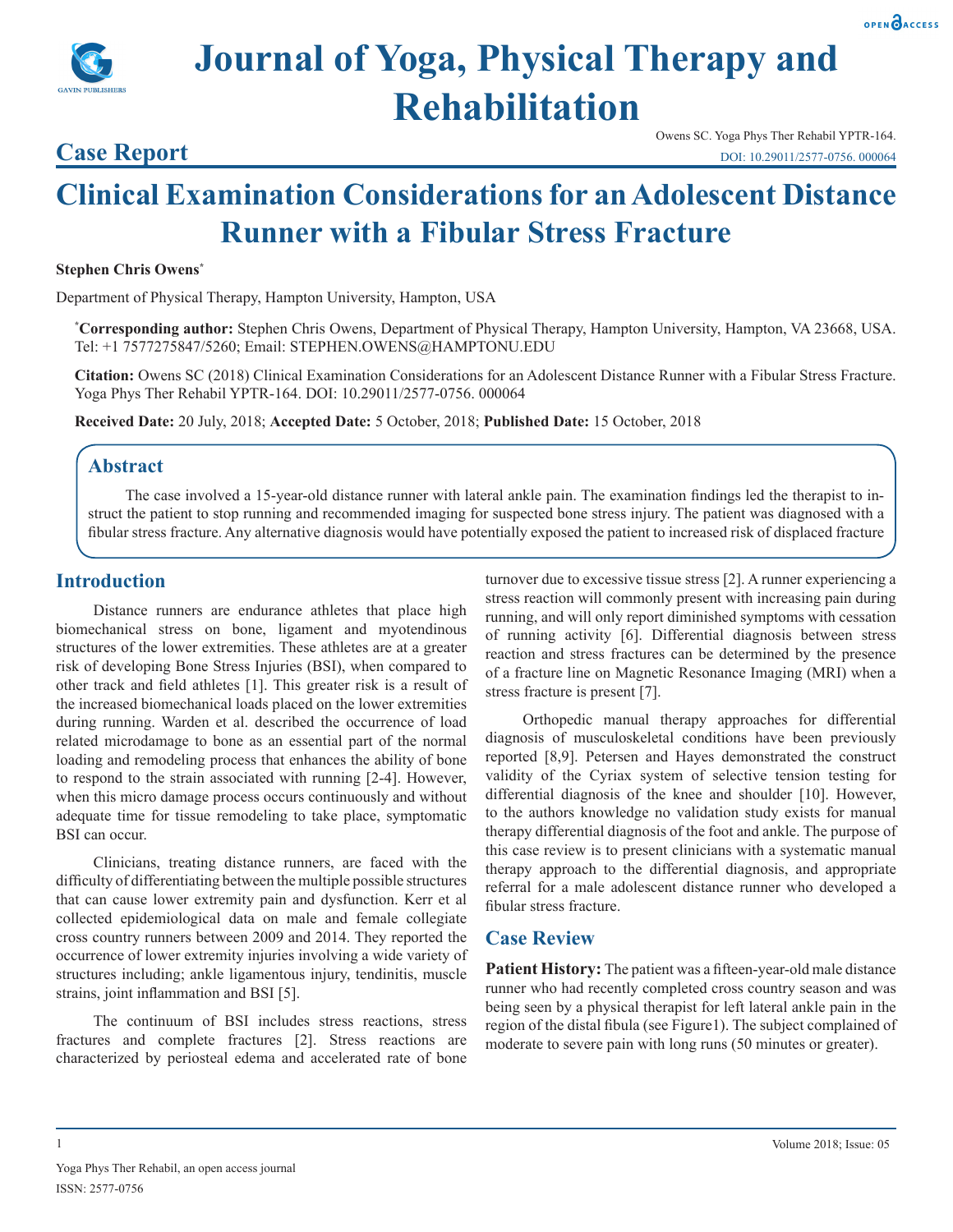# Journal of Yoga, Physical Therapy and Rehabilitation

## Case Report

Owens SC. Yoga Phys Ther Rehabil YPTR-164.
DOI: 10.29011/2577-0756. 000064

# Clinical Examination Considerations for an Adolescent Distance Runner with a Fibular Stress Fracture

**Stephen Chris Owens***

Department of Physical Therapy, Hampton University, Hampton, USA

***Corresponding author:** Stephen Chris Owens, Department of Physical Therapy, Hampton University, Hampton, VA 23668, USA. Tel: +1 7577275847/5260; Email: STEPHEN.OWENS@HAMPTONU.EDU

**Citation:** Owens SC (2018) Clinical Examination Considerations for an Adolescent Distance Runner with a Fibular Stress Fracture. Yoga Phys Ther Rehabil YPTR-164. DOI: 10.29011/2577-0756. 000064

**Received Date:** 20 July, 2018; **Accepted Date:** 5 October, 2018; **Published Date:** 15 October, 2018

## Abstract

The case involved a 15-year-old distance runner with lateral ankle pain. The examination findings led the therapist to instruct the patient to stop running and recommended imaging for suspected bone stress injury. The patient was diagnosed with a fibular stress fracture. Any alternative diagnosis would have potentially exposed the patient to increased risk of displaced fracture

## Introduction

Distance runners are endurance athletes that place high biomechanical stress on bone, ligament and myotendinous structures of the lower extremities. These athletes are at a greater risk of developing Bone Stress Injuries (BSI), when compared to other track and field athletes [1]. This greater risk is a result of the increased biomechanical loads placed on the lower extremities during running. Warden et al. described the occurrence of load related microdamage to bone as an essential part of the normal loading and remodeling process that enhances the ability of bone to respond to the strain associated with running [2-4]. However, when this micro damage process occurs continuously and without adequate time for tissue remodeling to take place, symptomatic BSI can occur.

Clinicians, treating distance runners, are faced with the difficulty of differentiating between the multiple possible structures that can cause lower extremity pain and dysfunction. Kerr et al collected epidemiological data on male and female collegiate cross country runners between 2009 and 2014. They reported the occurrence of lower extremity injuries involving a wide variety of structures including; ankle ligamentous injury, tendinitis, muscle strains, joint inflammation and BSI [5].

The continuum of BSI includes stress reactions, stress fractures and complete fractures [2]. Stress reactions are characterized by periosteal edema and accelerated rate of bone turnover due to excessive tissue stress [2]. A runner experiencing a stress reaction will commonly present with increasing pain during running, and will only report diminished symptoms with cessation of running activity [6]. Differential diagnosis between stress reaction and stress fractures can be determined by the presence of a fracture line on Magnetic Resonance Imaging (MRI) when a stress fracture is present [7].

Orthopedic manual therapy approaches for differential diagnosis of musculoskeletal conditions have been previously reported [8,9]. Petersen and Hayes demonstrated the construct validity of the Cyriax system of selective tension testing for differential diagnosis of the knee and shoulder [10]. However, to the authors knowledge no validation study exists for manual therapy differential diagnosis of the foot and ankle. The purpose of this case review is to present clinicians with a systematic manual therapy approach to the differential diagnosis, and appropriate referral for a male adolescent distance runner who developed a fibular stress fracture.

## Case Review

**Patient History:** The patient was a fifteen-year-old male distance runner who had recently completed cross country season and was being seen by a physical therapist for left lateral ankle pain in the region of the distal fibula (see Figure1). The subject complained of moderate to severe pain with long runs (50 minutes or greater).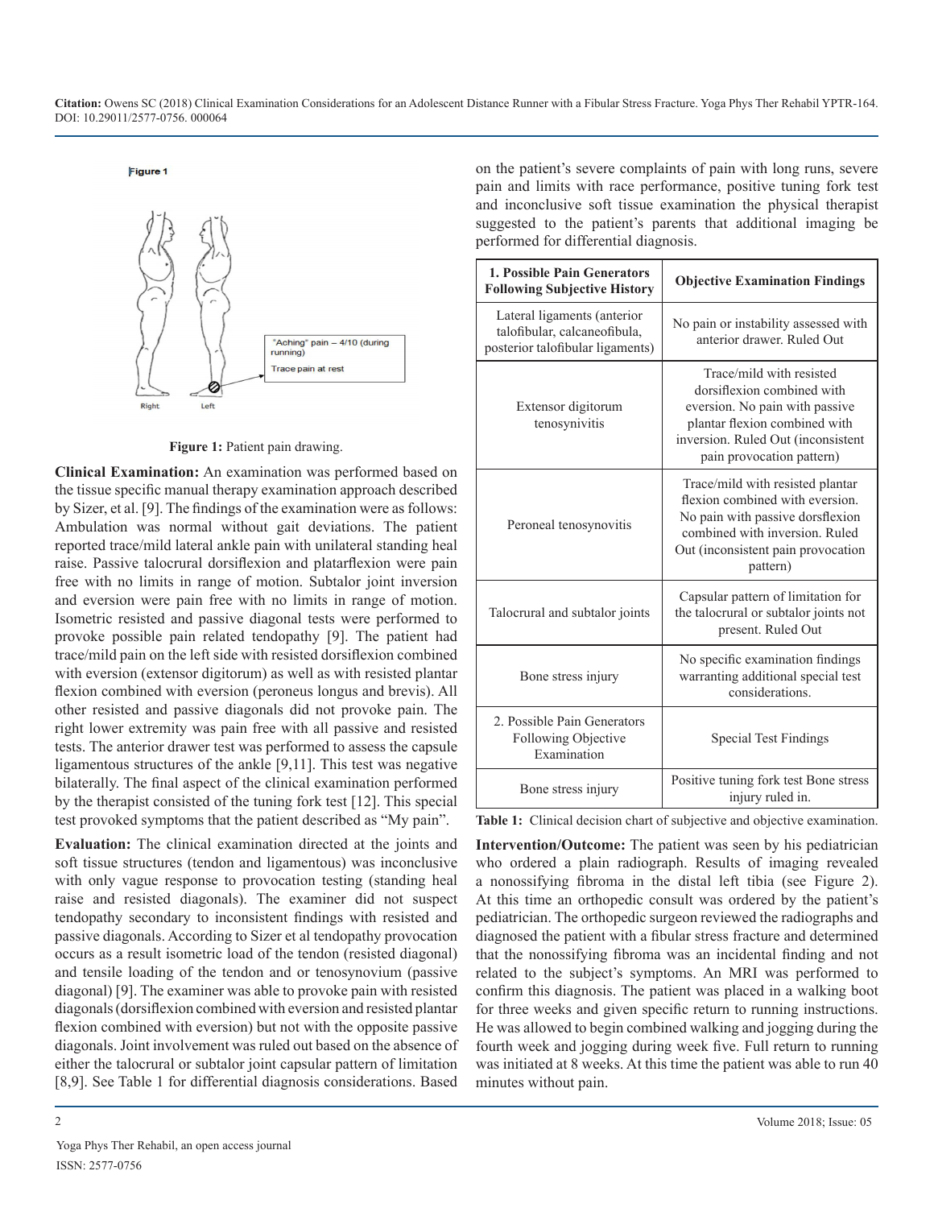Figure 1

"Aching" pain – 4/10 (during running)

Trace pain at rest

Right Left

**Figure 1:** Patient pain drawing.

**Clinical Examination:** An examination was performed based on the tissue specific manual therapy examination approach described by Sizer, et al. [9]. The findings of the examination were as follows: Ambulation was normal without gait deviations. The patient reported trace/mild lateral ankle pain with unilateral standing heal raise. Passive talocrural dorsiflexion and platarflexion were pain free with no limits in range of motion. Subtalor joint inversion and eversion were pain free with no limits in range of motion. Isometric resisted and passive diagonal tests were performed to provoke possible pain related tendopathy [9]. The patient had trace/mild pain on the left side with resisted dorsiflexion combined with eversion (extensor digitorum) as well as with resisted plantar flexion combined with eversion (peroneus longus and brevis). All other resisted and passive diagonals did not provoke pain. The right lower extremity was pain free with all passive and resisted tests. The anterior drawer test was performed to assess the capsule ligamentous structures of the ankle [9,11]. This test was negative bilaterally. The final aspect of the clinical examination performed by the therapist consisted of the tuning fork test [12]. This special test provoked symptoms that the patient described as "My pain".

**Evaluation:** The clinical examination directed at the joints and soft tissue structures (tendon and ligamentous) was inconclusive with only vague response to provocation testing (standing heal raise and resisted diagonals). The examiner did not suspect tendopathy secondary to inconsistent findings with resisted and passive diagonals. According to Sizer et al tendopathy provocation occurs as a result isometric load of the tendon (resisted diagonal) and tensile loading of the tendon and or tenosynovium (passive diagonal) [9]. The examiner was able to provoke pain with resisted diagonals (dorsiflexion combined with eversion and resisted plantar flexion combined with eversion) but not with the opposite passive diagonals. Joint involvement was ruled out based on the absence of either the talocrural or subtalor joint capsular pattern of limitation [8,9]. See Table 1 for differential diagnosis considerations. Based on the patient's severe complaints of pain with long runs, severe pain and limits with race performance, positive tuning fork test and inconclusive soft tissue examination the physical therapist suggested to the patient's parents that additional imaging be performed for differential diagnosis.

| **1. Possible Pain Generators Following Subjective History** | **Objective Examination Findings** |
|---|---|
| Lateral ligaments (anterior talofibular, calcaneofibula, posterior talofibular ligaments) | No pain or instability assessed with anterior drawer. Ruled Out |
| Extensor digitorum tenosynivitis | Trace/mild with resisted dorsiflexion combined with eversion. No pain with passive plantar flexion combined with inversion. Ruled Out (inconsistent pain provocation pattern) |
| Peroneal tenosynovitis | Trace/mild with resisted plantar flexion combined with eversion. No pain with passive dorsflexion combined with inversion. Ruled Out (inconsistent pain provocation pattern) |
| Talocrural and subtalor joints | Capsular pattern of limitation for the talocrural or subtalor joints not present. Ruled Out |
| Bone stress injury | No specific examination findings warranting additional special test considerations. |
| 2. Possible Pain Generators Following Objective Examination | Special Test Findings |
| Bone stress injury | Positive tuning fork test Bone stress injury ruled in. |

**Table 1:** Clinical decision chart of subjective and objective examination.

**Intervention/Outcome:** The patient was seen by his pediatrician who ordered a plain radiograph. Results of imaging revealed a nonossifying fibroma in the distal left tibia (see Figure 2). At this time an orthopedic consult was ordered by the patient's pediatrician. The orthopedic surgeon reviewed the radiographs and diagnosed the patient with a fibular stress fracture and determined that the nonossifying fibroma was an incidental finding and not related to the subject's symptoms. An MRI was performed to confirm this diagnosis. The patient was placed in a walking boot for three weeks and given specific return to running instructions. He was allowed to begin combined walking and jogging during the fourth week and jogging during week five. Full return to running was initiated at 8 weeks. At this time the patient was able to run 40 minutes without pain.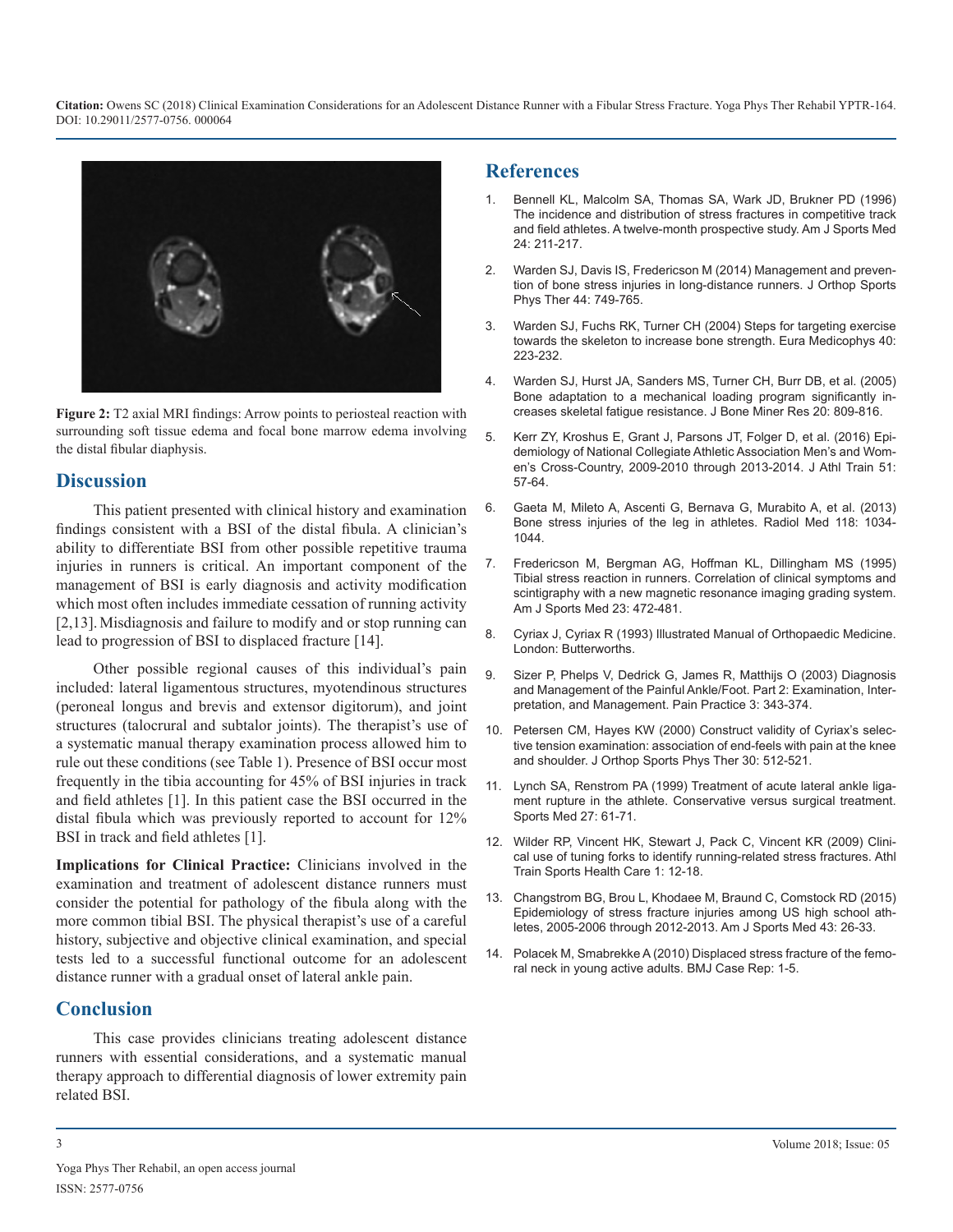Figure 2: T2 axial MRI findings: Arrow points to periosteal reaction with surrounding soft tissue edema and focal bone marrow edema involving the distal fibular diaphysis.

## Discussion

This patient presented with clinical history and examination findings consistent with a BSI of the distal fibula. A clinician's ability to differentiate BSI from other possible repetitive trauma injuries in runners is critical. An important component of the management of BSI is early diagnosis and activity modification which most often includes immediate cessation of running activity [2,13]. Misdiagnosis and failure to modify and or stop running can lead to progression of BSI to displaced fracture [14].

Other possible regional causes of this individual's pain included: lateral ligamentous structures, myotendinous structures (peroneal longus and brevis and extensor digitorum), and joint structures (talocrural and subtalor joints). The therapist's use of a systematic manual therapy examination process allowed him to rule out these conditions (see Table 1). Presence of BSI occur most frequently in the tibia accounting for 45% of BSI injuries in track and field athletes [1]. In this patient case the BSI occurred in the distal fibula which was previously reported to account for 12% BSI in track and field athletes [1].

**Implications for Clinical Practice:** Clinicians involved in the examination and treatment of adolescent distance runners must consider the potential for pathology of the fibula along with the more common tibial BSI. The physical therapist's use of a careful history, subjective and objective clinical examination, and special tests led to a successful functional outcome for an adolescent distance runner with a gradual onset of lateral ankle pain.

## Conclusion

This case provides clinicians treating adolescent distance runners with essential considerations, and a systematic manual therapy approach to differential diagnosis of lower extremity pain related BSI.

## References

1. Bennell KL, Malcolm SA, Thomas SA, Wark JD, Brukner PD (1996) The incidence and distribution of stress fractures in competitive track and field athletes. A twelve-month prospective study. Am J Sports Med 24: 211-217.
2. Warden SJ, Davis IS, Fredericson M (2014) Management and prevention of bone stress injuries in long-distance runners. J Orthop Sports Phys Ther 44: 749-765.
3. Warden SJ, Fuchs RK, Turner CH (2004) Steps for targeting exercise towards the skeleton to increase bone strength. Eura Medicophys 40: 223-232.
4. Warden SJ, Hurst JA, Sanders MS, Turner CH, Burr DB, et al. (2005) Bone adaptation to a mechanical loading program significantly increases skeletal fatigue resistance. J Bone Miner Res 20: 809-816.
5. Kerr ZY, Kroshus E, Grant J, Parsons JT, Folger D, et al. (2016) Epidemiology of National Collegiate Athletic Association Men's and Women's Cross-Country, 2009-2010 through 2013-2014. J Athl Train 51: 57-64.
6. Gaeta M, Mileto A, Ascenti G, Bernava G, Murabito A, et al. (2013) Bone stress injuries of the leg in athletes. Radiol Med 118: 1034-1044.
7. Fredericson M, Bergman AG, Hoffman KL, Dillingham MS (1995) Tibial stress reaction in runners. Correlation of clinical symptoms and scintigraphy with a new magnetic resonance imaging grading system. Am J Sports Med 23: 472-481.
8. Cyriax J, Cyriax R (1993) Illustrated Manual of Orthopaedic Medicine. London: Butterworths.
9. Sizer P, Phelps V, Dedrick G, James R, Matthijs O (2003) Diagnosis and Management of the Painful Ankle/Foot. Part 2: Examination, Interpretation, and Management. Pain Practice 3: 343-374.
10. Petersen CM, Hayes KW (2000) Construct validity of Cyriax's selective tension examination: association of end-feels with pain at the knee and shoulder. J Orthop Sports Phys Ther 30: 512-521.
11. Lynch SA, Renstrom PA (1999) Treatment of acute lateral ankle ligament rupture in the athlete. Conservative versus surgical treatment. Sports Med 27: 61-71.
12. Wilder RP, Vincent HK, Stewart J, Pack C, Vincent KR (2009) Clinical use of tuning forks to identify running-related stress fractures. Athl Train Sports Health Care 1: 12-18.
13. Changstrom BG, Brou L, Khodaee M, Braund C, Comstock RD (2015) Epidemiology of stress fracture injuries among US high school athletes, 2005-2006 through 2012-2013. Am J Sports Med 43: 26-33.
14. Polacek M, Smabrekke A (2010) Displaced stress fracture of the femoral neck in young active adults. BMJ Case Rep: 1-5.